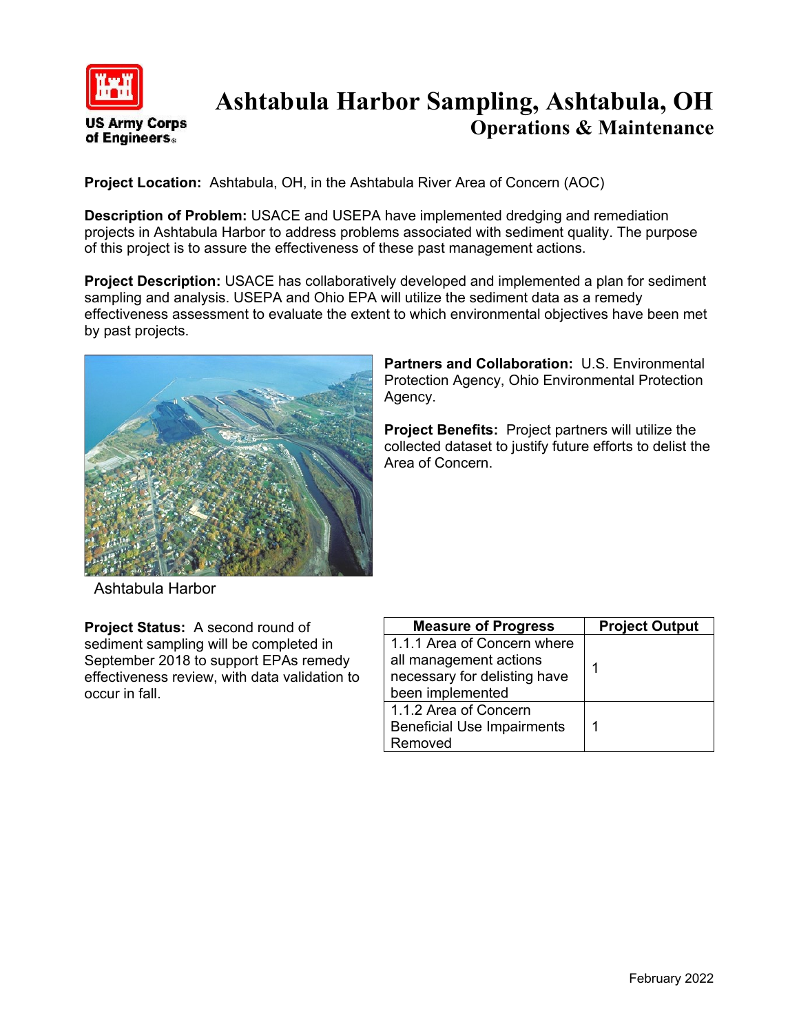# Ashtabula Harbor Sampling, Ashtabula, OH

## Operations & Maintenance

**Project Location:** Ashtabula, OH, in the Ashtabula River Area of Concern (AOC)

**Description of Problem:** USACE and USEPA have implemented dredging and remediation projects in Ashtabula Harbor to address problems associated with sediment quality. The purpose of this project is to assure the effectiveness of these past management actions.

**Project Description:** USACE has collaboratively developed and implemented a plan for sediment sampling and analysis. USEPA and Ohio EPA will utilize the sediment data as a remedy effectiveness assessment to evaluate the extent to which environmental objectives have been met by past projects.

Ashtabula Harbor

**Partners and Collaboration:** U.S. Environmental Protection Agency, Ohio Environmental Protection Agency.

**Project Benefits:** Project partners will utilize the collected dataset to justify future efforts to delist the Area of Concern.

**Project Status:** A second round of sediment sampling will be completed in September 2018 to support EPAs remedy effectiveness review, with data validation to occur in fall.

| Measure of Progress | Project Output |
|---|---|
| 1.1.1 Area of Concern where all management actions necessary for delisting have been implemented | 1 |
| 1.1.2 Area of Concern Beneficial Use Impairments Removed | 1 |

February 2022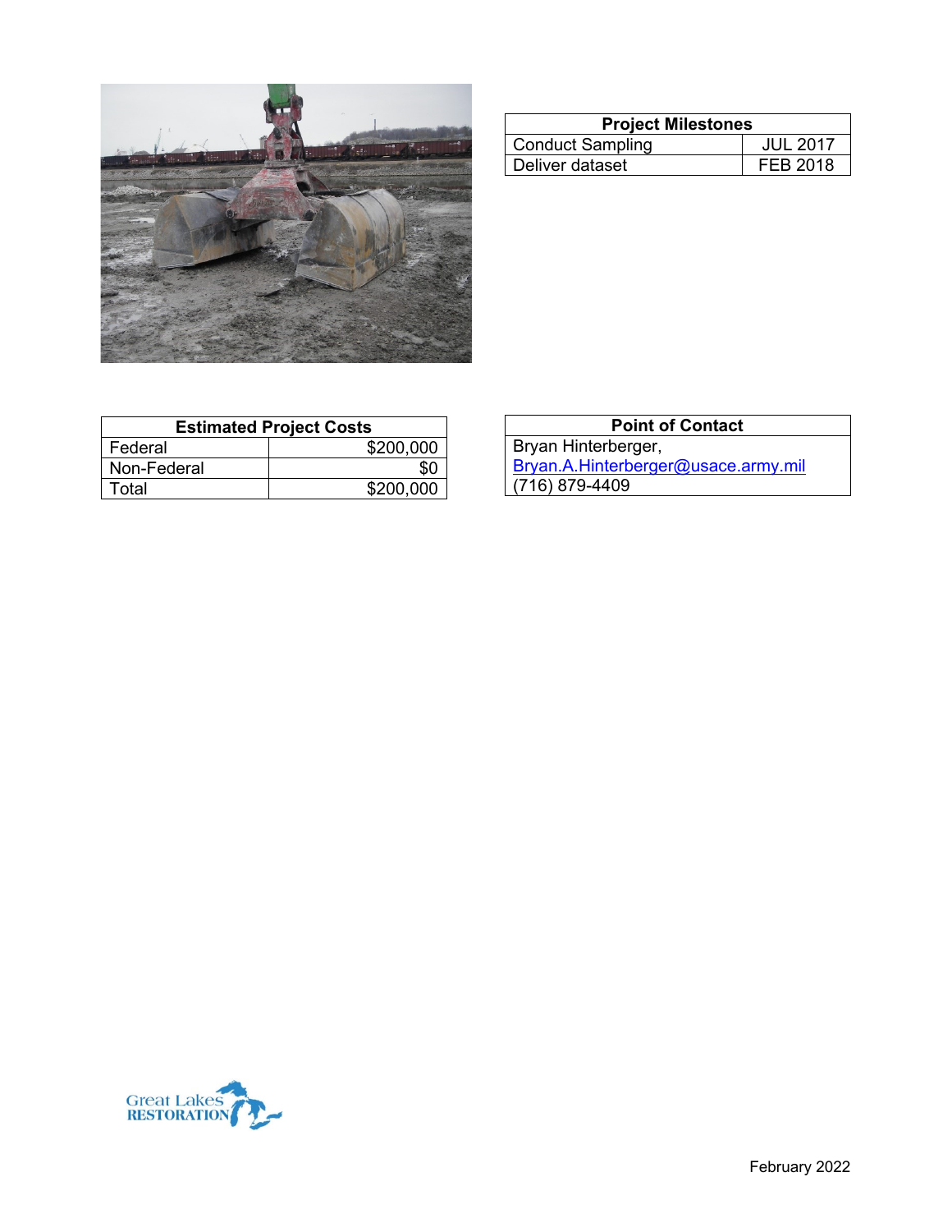| Project Milestones | |
|---|---|
| Conduct Sampling | JUL 2017 |
| Deliver dataset | FEB 2018 |

| Estimated Project Costs | |
|---|---|
| Federal | $200,000 |
| Non-Federal | $0 |
| Total | $200,000 |

| Point of Contact |
|---|
| Bryan Hinterberger,<br>Bryan.A.Hinterberger@usace.army.mil<br>(716) 879-4409 |

February 2022